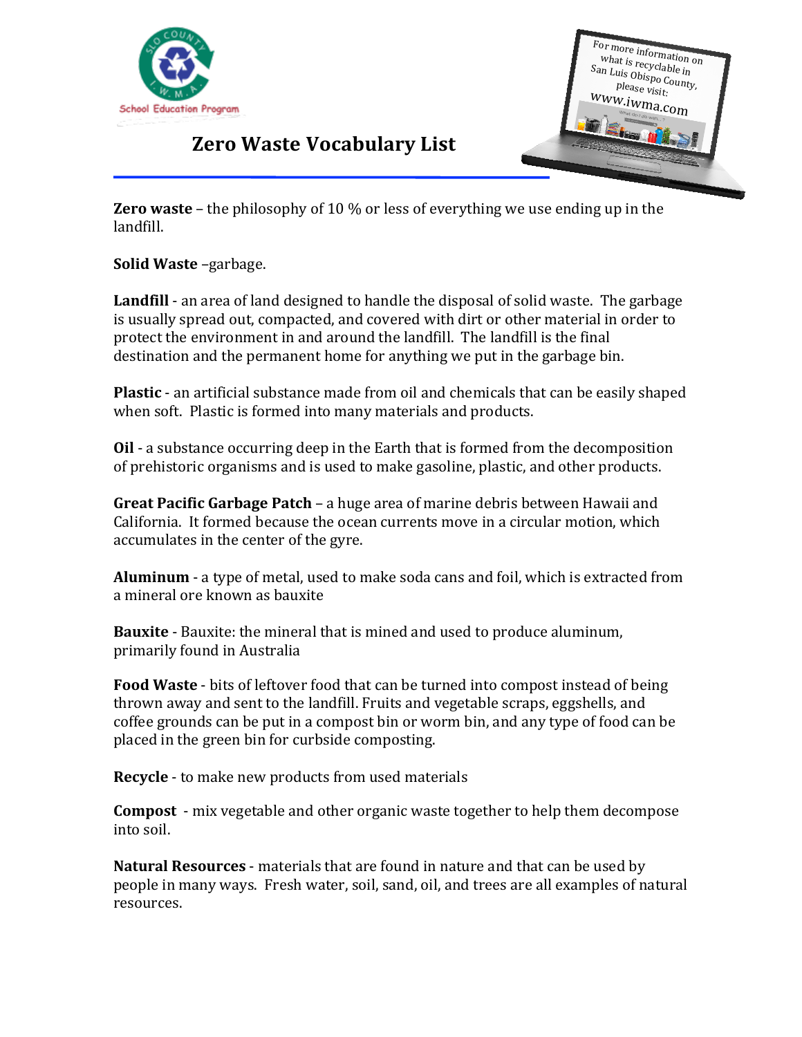# Zero Waste Vocabulary List

**Zero waste** – the philosophy of 10 % or less of everything we use ending up in the landfill.

**Solid Waste** –garbage.

**Landfill** - an area of land designed to handle the disposal of solid waste. The garbage is usually spread out, compacted, and covered with dirt or other material in order to protect the environment in and around the landfill. The landfill is the final destination and the permanent home for anything we put in the garbage bin.

**Plastic** - an artificial substance made from oil and chemicals that can be easily shaped when soft. Plastic is formed into many materials and products.

**Oil** - a substance occurring deep in the Earth that is formed from the decomposition of prehistoric organisms and is used to make gasoline, plastic, and other products.

**Great Pacific Garbage Patch** – a huge area of marine debris between Hawaii and California. It formed because the ocean currents move in a circular motion, which accumulates in the center of the gyre.

**Aluminum** - a type of metal, used to make soda cans and foil, which is extracted from a mineral ore known as bauxite

**Bauxite** - Bauxite: the mineral that is mined and used to produce aluminum, primarily found in Australia

**Food Waste** - bits of leftover food that can be turned into compost instead of being thrown away and sent to the landfill. Fruits and vegetable scraps, eggshells, and coffee grounds can be put in a compost bin or worm bin, and any type of food can be placed in the green bin for curbside composting.

**Recycle** - to make new products from used materials

**Compost** - mix vegetable and other organic waste together to help them decompose into soil.

**Natural Resources** - materials that are found in nature and that can be used by people in many ways. Fresh water, soil, sand, oil, and trees are all examples of natural resources.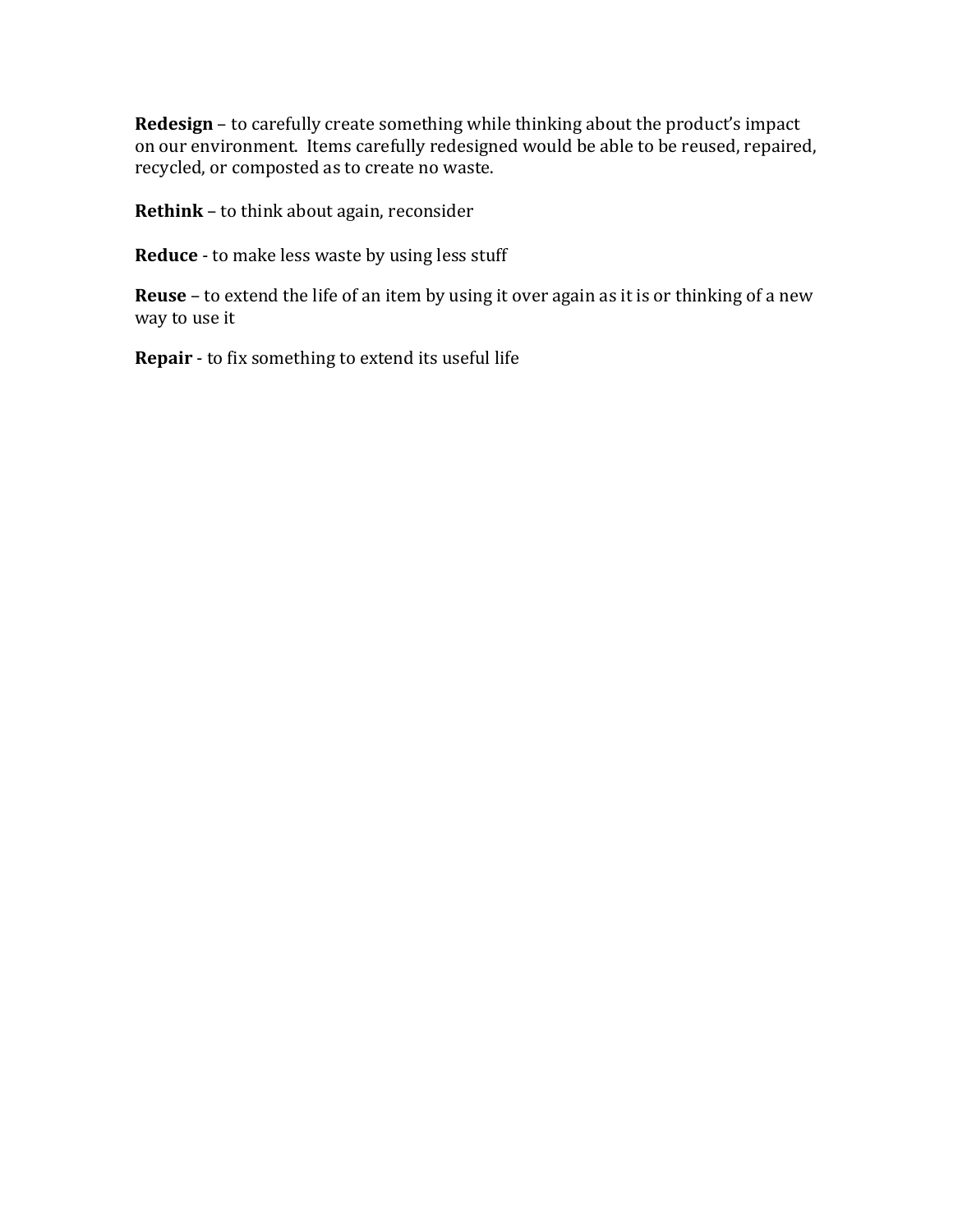**Redesign** – to carefully create something while thinking about the product's impact on our environment. Items carefully redesigned would be able to be reused, repaired, recycled, or composted as to create no waste.

**Rethink** – to think about again, reconsider

**Reduce** - to make less waste by using less stuff

**Reuse** – to extend the life of an item by using it over again as it is or thinking of a new way to use it

**Repair** - to fix something to extend its useful life